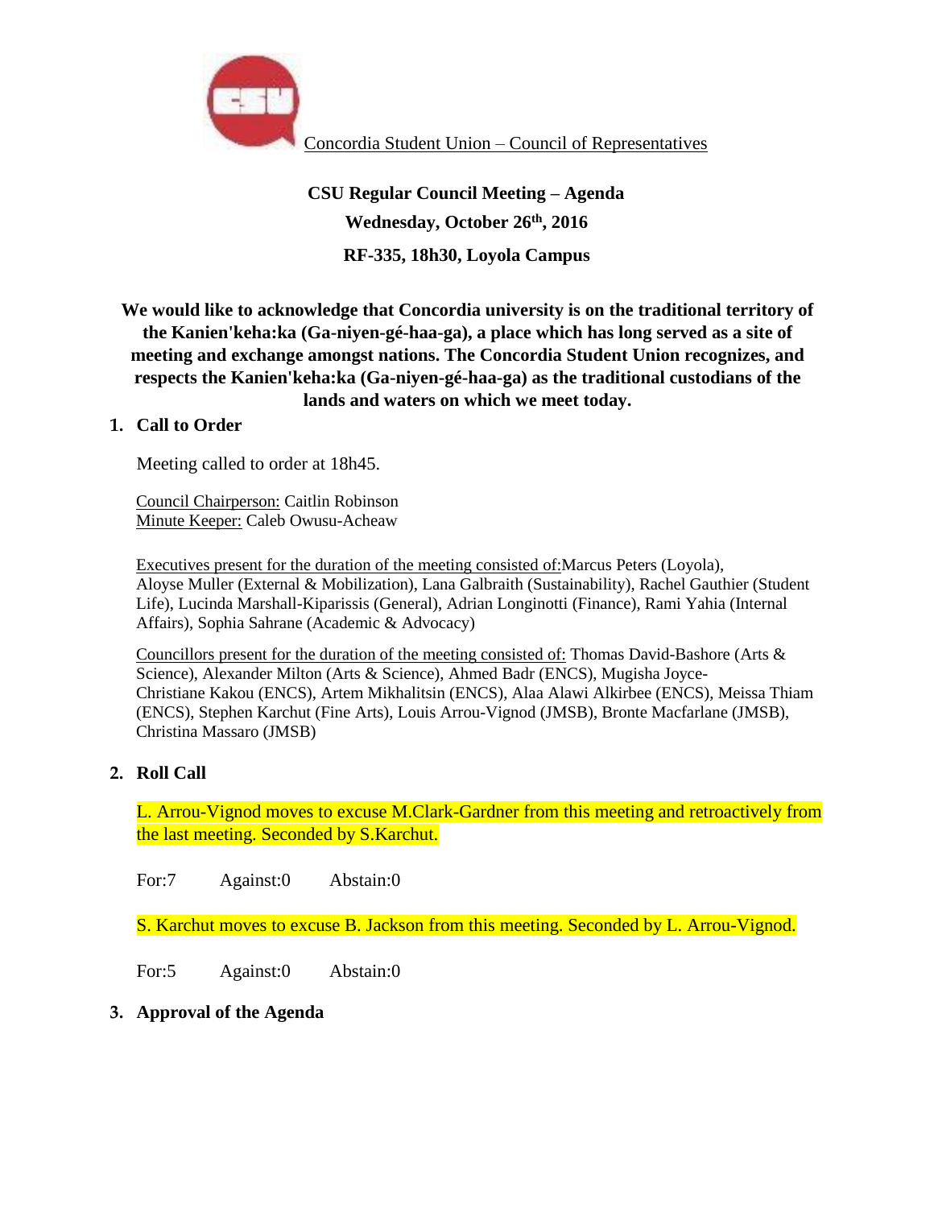Concordia Student Union – Council of Representatives

**CSU Regular Council Meeting – Agenda**

**Wednesday, October 26th, 2016**

**RF-335, 18h30, Loyola Campus**

**We would like to acknowledge that Concordia university is on the traditional territory of the Kanien'keha:ka (Ga-niyen-gé-haa-ga), a place which has long served as a site of meeting and exchange amongst nations. The Concordia Student Union recognizes, and respects the Kanien'keha:ka (Ga-niyen-gé-haa-ga) as the traditional custodians of the lands and waters on which we meet today.**

## 1. Call to Order

Meeting called to order at 18h45.

Council Chairperson: Caitlin Robinson
Minute Keeper: Caleb Owusu-Acheaw

Executives present for the duration of the meeting consisted of: Marcus Peters (Loyola), Aloyse Muller (External & Mobilization), Lana Galbraith (Sustainability), Rachel Gauthier (Student Life), Lucinda Marshall-Kiparissis (General), Adrian Longinotti (Finance), Rami Yahia (Internal Affairs), Sophia Sahrane (Academic & Advocacy)

Councillors present for the duration of the meeting consisted of: Thomas David-Bashore (Arts & Science), Alexander Milton (Arts & Science), Ahmed Badr (ENCS), Mugisha Joyce-Christiane Kakou (ENCS), Artem Mikhalitsin (ENCS), Alaa Alawi Alkirbee (ENCS), Meissa Thiam (ENCS), Stephen Karchut (Fine Arts), Louis Arrou-Vignod (JMSB), Bronte Macfarlane (JMSB), Christina Massaro (JMSB)

## 2. Roll Call

L. Arrou-Vignod moves to excuse M.Clark-Gardner from this meeting and retroactively from the last meeting. Seconded by S.Karchut.

For:7 Against:0 Abstain:0

S. Karchut moves to excuse B. Jackson from this meeting. Seconded by L. Arrou-Vignod.

For:5 Against:0 Abstain:0

## 3. Approval of the Agenda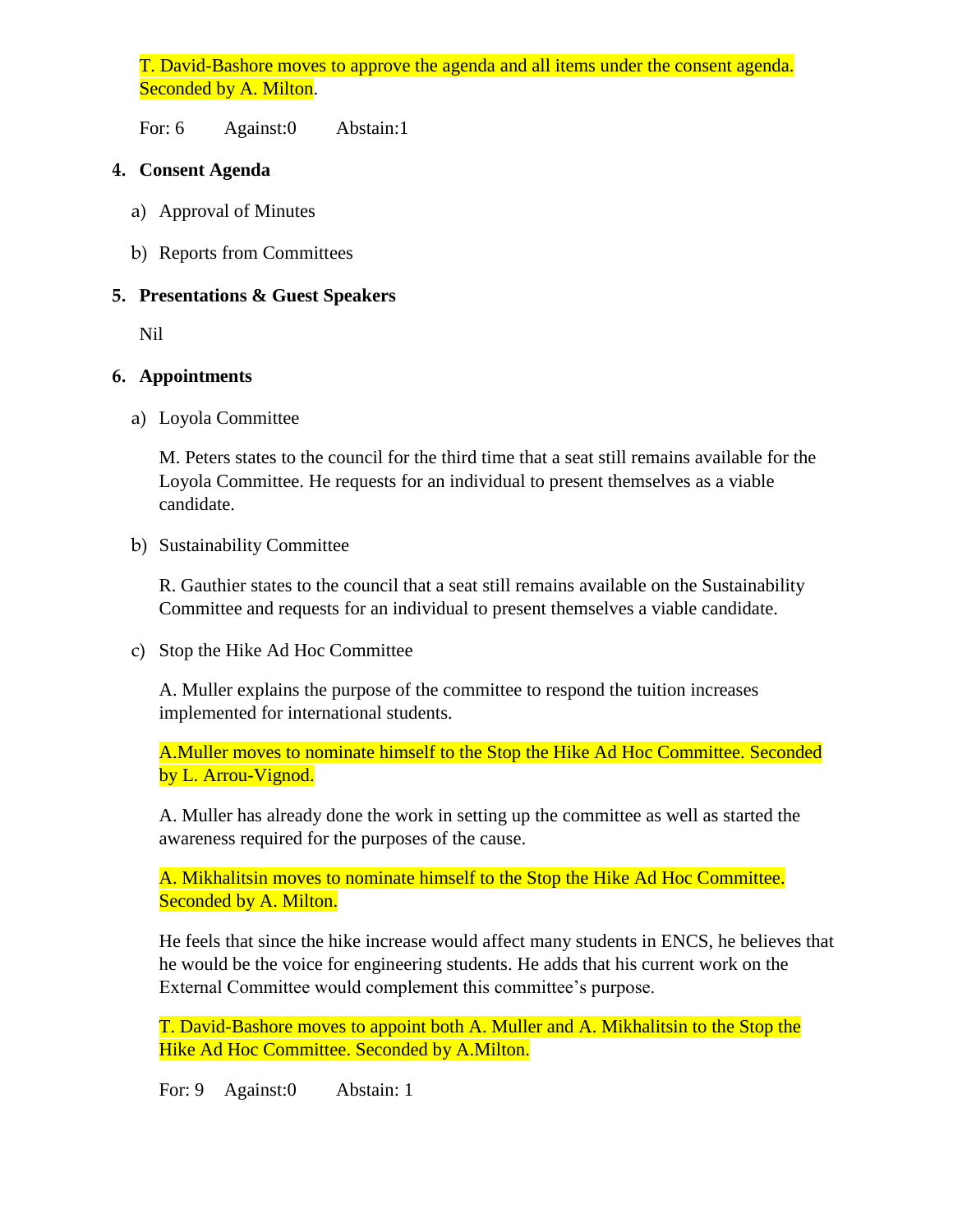T. David-Bashore moves to approve the agenda and all items under the consent agenda. Seconded by A. Milton.

For: 6 Against:0 Abstain:1

## 4. Consent Agenda

a) Approval of Minutes

b) Reports from Committees

## 5. Presentations & Guest Speakers

Nil

## 6. Appointments

a) Loyola Committee

M. Peters states to the council for the third time that a seat still remains available for the Loyola Committee. He requests for an individual to present themselves as a viable candidate.

b) Sustainability Committee

R. Gauthier states to the council that a seat still remains available on the Sustainability Committee and requests for an individual to present themselves a viable candidate.

c) Stop the Hike Ad Hoc Committee

A. Muller explains the purpose of the committee to respond the tuition increases implemented for international students.

A.Muller moves to nominate himself to the Stop the Hike Ad Hoc Committee. Seconded by L. Arrou-Vignod.

A. Muller has already done the work in setting up the committee as well as started the awareness required for the purposes of the cause.

A. Mikhalitsin moves to nominate himself to the Stop the Hike Ad Hoc Committee. Seconded by A. Milton.

He feels that since the hike increase would affect many students in ENCS, he believes that he would be the voice for engineering students. He adds that his current work on the External Committee would complement this committee's purpose.

T. David-Bashore moves to appoint both A. Muller and A. Mikhalitsin to the Stop the Hike Ad Hoc Committee. Seconded by A.Milton.

For: 9 Against:0 Abstain: 1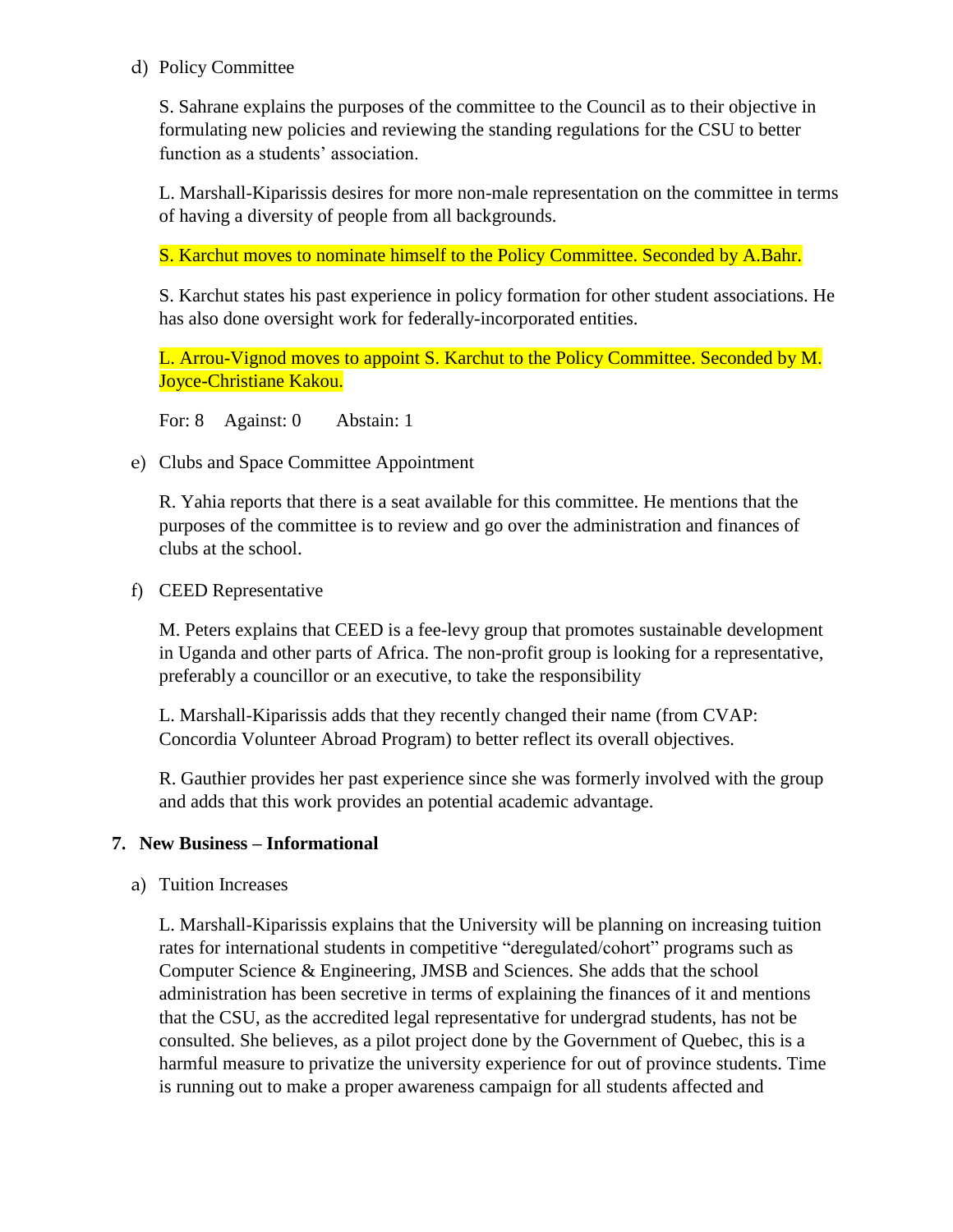d) Policy Committee

S. Sahrane explains the purposes of the committee to the Council as to their objective in formulating new policies and reviewing the standing regulations for the CSU to better function as a students' association.

L. Marshall-Kiparissis desires for more non-male representation on the committee in terms of having a diversity of people from all backgrounds.

S. Karchut moves to nominate himself to the Policy Committee. Seconded by A.Bahr.

S. Karchut states his past experience in policy formation for other student associations. He has also done oversight work for federally-incorporated entities.

L. Arrou-Vignod moves to appoint S. Karchut to the Policy Committee. Seconded by M. Joyce-Christiane Kakou.

For: 8 Against: 0 Abstain: 1

e) Clubs and Space Committee Appointment

R. Yahia reports that there is a seat available for this committee. He mentions that the purposes of the committee is to review and go over the administration and finances of clubs at the school.

f) CEED Representative

M. Peters explains that CEED is a fee-levy group that promotes sustainable development in Uganda and other parts of Africa. The non-profit group is looking for a representative, preferably a councillor or an executive, to take the responsibility

L. Marshall-Kiparissis adds that they recently changed their name (from CVAP: Concordia Volunteer Abroad Program) to better reflect its overall objectives.

R. Gauthier provides her past experience since she was formerly involved with the group and adds that this work provides an potential academic advantage.

## 7. New Business – Informational

a) Tuition Increases

L. Marshall-Kiparissis explains that the University will be planning on increasing tuition rates for international students in competitive "deregulated/cohort" programs such as Computer Science & Engineering, JMSB and Sciences. She adds that the school administration has been secretive in terms of explaining the finances of it and mentions that the CSU, as the accredited legal representative for undergrad students, has not be consulted. She believes, as a pilot project done by the Government of Quebec, this is a harmful measure to privatize the university experience for out of province students. Time is running out to make a proper awareness campaign for all students affected and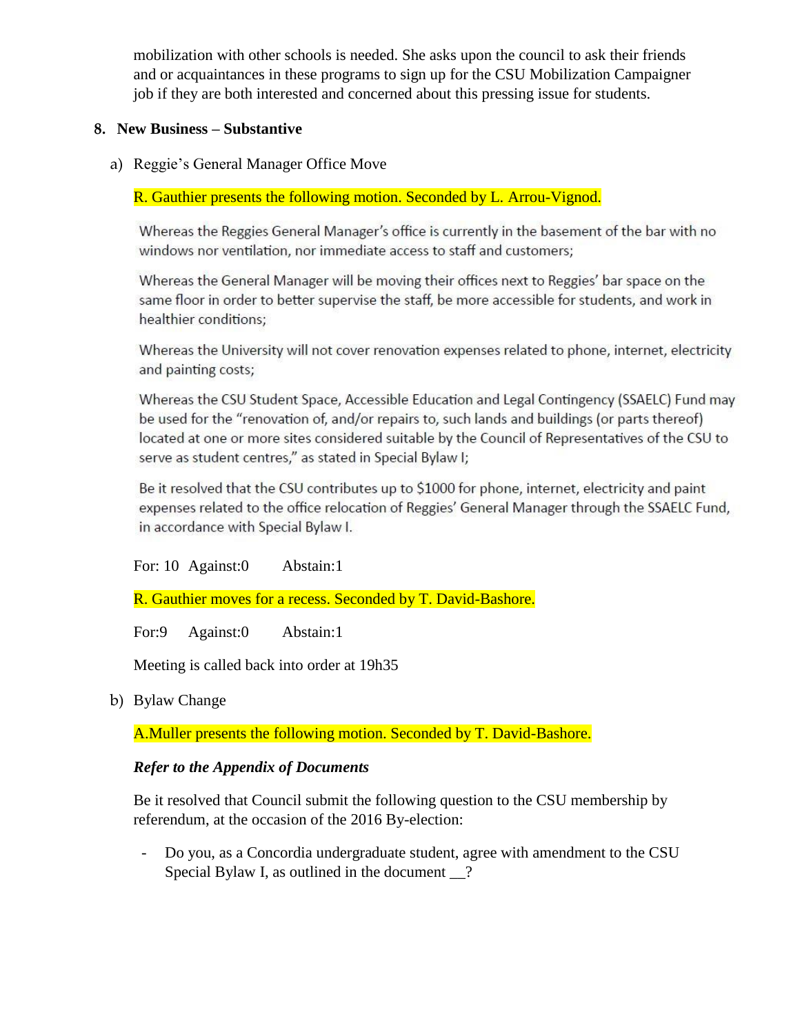mobilization with other schools is needed. She asks upon the council to ask their friends and or acquaintances in these programs to sign up for the CSU Mobilization Campaigner job if they are both interested and concerned about this pressing issue for students.

## 8. New Business – Substantive

a) Reggie's General Manager Office Move

R. Gauthier presents the following motion. Seconded by L. Arrou-Vignod.

> Whereas the Reggies General Manager's office is currently in the basement of the bar with no windows nor ventilation, nor immediate access to staff and customers;
>
> Whereas the General Manager will be moving their offices next to Reggies' bar space on the same floor in order to better supervise the staff, be more accessible for students, and work in healthier conditions;
>
> Whereas the University will not cover renovation expenses related to phone, internet, electricity and painting costs;
>
> Whereas the CSU Student Space, Accessible Education and Legal Contingency (SSAELC) Fund may be used for the "renovation of, and/or repairs to, such lands and buildings (or parts thereof) located at one or more sites considered suitable by the Council of Representatives of the CSU to serve as student centres," as stated in Special Bylaw I;
>
> Be it resolved that the CSU contributes up to $1000 for phone, internet, electricity and paint expenses related to the office relocation of Reggies' General Manager through the SSAELC Fund, in accordance with Special Bylaw I.

For: 10 Against:0 Abstain:1

R. Gauthier moves for a recess. Seconded by T. David-Bashore.

For:9 Against:0 Abstain:1

Meeting is called back into order at 19h35

b) Bylaw Change

A.Muller presents the following motion. Seconded by T. David-Bashore.

***Refer to the Appendix of Documents***

Be it resolved that Council submit the following question to the CSU membership by referendum, at the occasion of the 2016 By-election:

- Do you, as a Concordia undergraduate student, agree with amendment to the CSU Special Bylaw I, as outlined in the document __?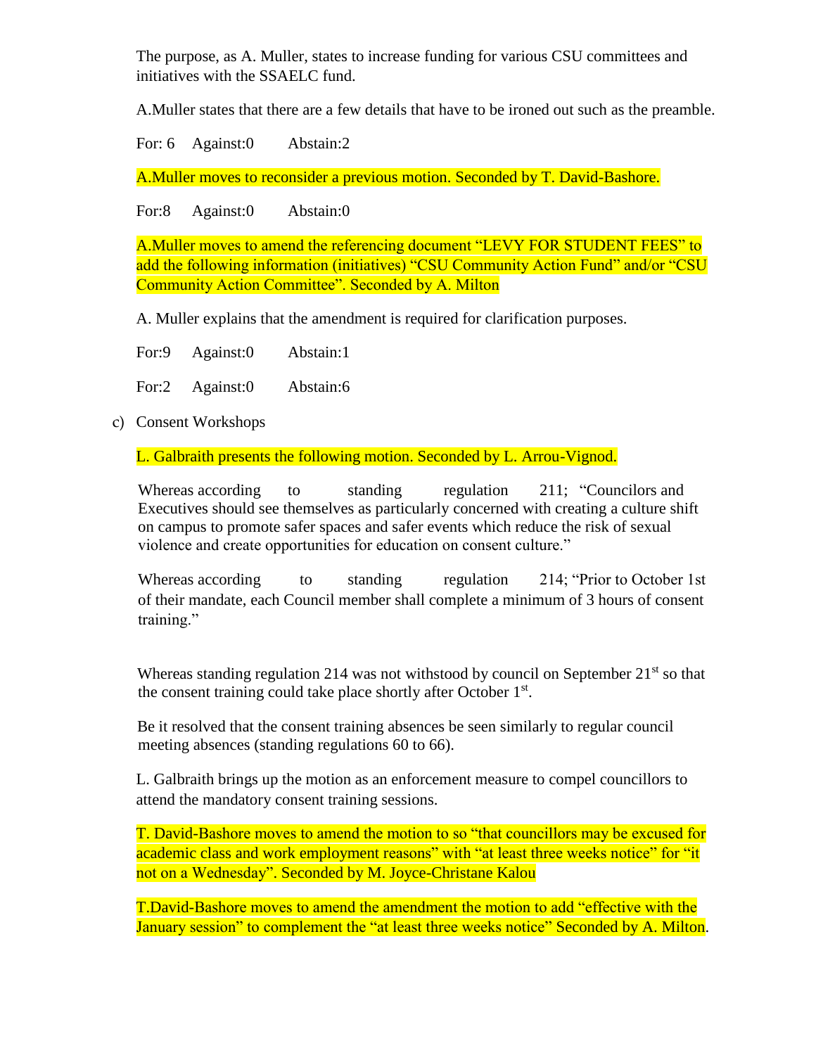The purpose, as A. Muller, states to increase funding for various CSU committees and initiatives with the SSAELC fund.

A.Muller states that there are a few details that have to be ironed out such as the preamble.

For: 6 Against:0 Abstain:2

A.Muller moves to reconsider a previous motion. Seconded by T. David-Bashore.

For:8 Against:0 Abstain:0

A.Muller moves to amend the referencing document "LEVY FOR STUDENT FEES" to add the following information (initiatives) "CSU Community Action Fund" and/or "CSU Community Action Committee". Seconded by A. Milton

A. Muller explains that the amendment is required for clarification purposes.

For:9 Against:0 Abstain:1

For:2 Against:0 Abstain:6

c) Consent Workshops

L. Galbraith presents the following motion. Seconded by L. Arrou-Vignod.

> Whereas according to standing regulation 211; "Councilors and Executives should see themselves as particularly concerned with creating a culture shift on campus to promote safer spaces and safer events which reduce the risk of sexual violence and create opportunities for education on consent culture."
>
> Whereas according to standing regulation 214; "Prior to October 1st of their mandate, each Council member shall complete a minimum of 3 hours of consent training."
>
> Whereas standing regulation 214 was not withstood by council on September 21st so that the consent training could take place shortly after October 1st.
>
> Be it resolved that the consent training absences be seen similarly to regular council meeting absences (standing regulations 60 to 66).

L. Galbraith brings up the motion as an enforcement measure to compel councillors to attend the mandatory consent training sessions.

T. David-Bashore moves to amend the motion to so "that councillors may be excused for academic class and work employment reasons" with "at least three weeks notice" for "it not on a Wednesday". Seconded by M. Joyce-Christane Kalou

T.David-Bashore moves to amend the amendment the motion to add "effective with the January session" to complement the "at least three weeks notice" Seconded by A. Milton.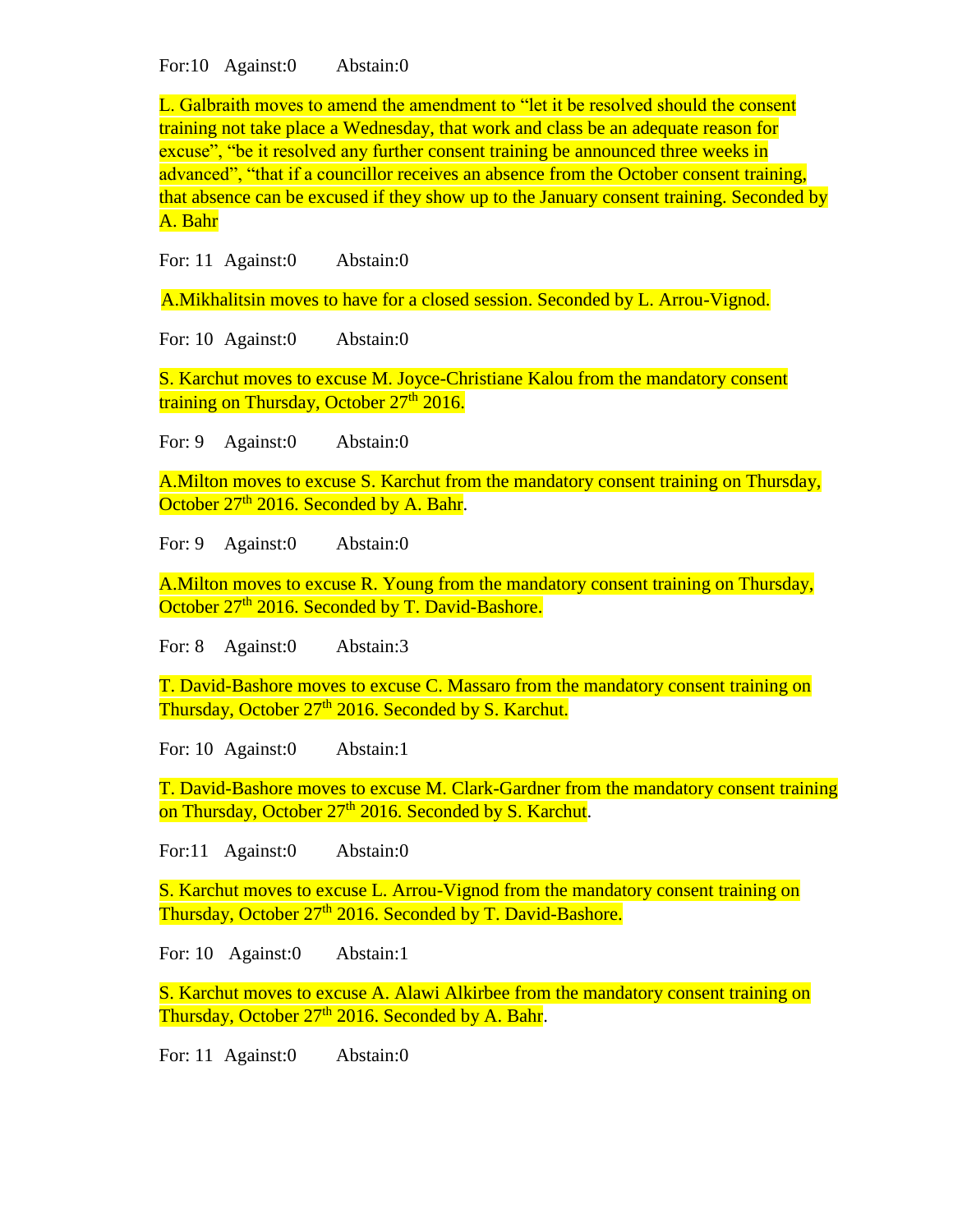For:10 Against:0 Abstain:0

L. Galbraith moves to amend the amendment to "let it be resolved should the consent training not take place a Wednesday, that work and class be an adequate reason for excuse", "be it resolved any further consent training be announced three weeks in advanced", "that if a councillor receives an absence from the October consent training, that absence can be excused if they show up to the January consent training. Seconded by A. Bahr

For: 11 Against:0 Abstain:0

A.Mikhalitsin moves to have for a closed session. Seconded by L. Arrou-Vignod.

For: 10 Against:0 Abstain:0

S. Karchut moves to excuse M. Joyce-Christiane Kalou from the mandatory consent training on Thursday, October 27th 2016.

For: 9 Against:0 Abstain:0

A.Milton moves to excuse S. Karchut from the mandatory consent training on Thursday, October 27th 2016. Seconded by A. Bahr.

For: 9 Against:0 Abstain:0

A.Milton moves to excuse R. Young from the mandatory consent training on Thursday, October 27th 2016. Seconded by T. David-Bashore.

For: 8 Against:0 Abstain:3

T. David-Bashore moves to excuse C. Massaro from the mandatory consent training on Thursday, October 27th 2016. Seconded by S. Karchut.

For: 10 Against:0 Abstain:1

T. David-Bashore moves to excuse M. Clark-Gardner from the mandatory consent training on Thursday, October 27th 2016. Seconded by S. Karchut.

For:11 Against:0 Abstain:0

S. Karchut moves to excuse L. Arrou-Vignod from the mandatory consent training on Thursday, October 27th 2016. Seconded by T. David-Bashore.

For: 10 Against:0 Abstain:1

S. Karchut moves to excuse A. Alawi Alkirbee from the mandatory consent training on Thursday, October 27th 2016. Seconded by A. Bahr.

For: 11 Against:0 Abstain:0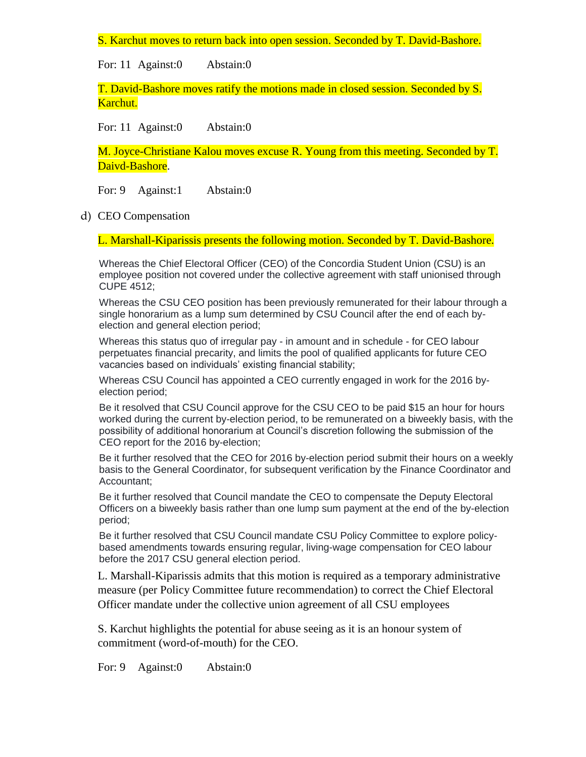S. Karchut moves to return back into open session. Seconded by T. David-Bashore.

For: 11 Against:0 Abstain:0

T. David-Bashore moves ratify the motions made in closed session. Seconded by S. Karchut.

For: 11 Against:0 Abstain:0

M. Joyce-Christiane Kalou moves excuse R. Young from this meeting. Seconded by T. Daivd-Bashore.

For: 9 Against:1 Abstain:0

d) CEO Compensation

L. Marshall-Kiparissis presents the following motion. Seconded by T. David-Bashore.

Whereas the Chief Electoral Officer (CEO) of the Concordia Student Union (CSU) is an employee position not covered under the collective agreement with staff unionised through CUPE 4512;

Whereas the CSU CEO position has been previously remunerated for their labour through a single honorarium as a lump sum determined by CSU Council after the end of each by-election and general election period;

Whereas this status quo of irregular pay - in amount and in schedule - for CEO labour perpetuates financial precarity, and limits the pool of qualified applicants for future CEO vacancies based on individuals' existing financial stability;

Whereas CSU Council has appointed a CEO currently engaged in work for the 2016 by-election period;

Be it resolved that CSU Council approve for the CSU CEO to be paid $15 an hour for hours worked during the current by-election period, to be remunerated on a biweekly basis, with the possibility of additional honorarium at Council's discretion following the submission of the CEO report for the 2016 by-election;

Be it further resolved that the CEO for 2016 by-election period submit their hours on a weekly basis to the General Coordinator, for subsequent verification by the Finance Coordinator and Accountant;

Be it further resolved that Council mandate the CEO to compensate the Deputy Electoral Officers on a biweekly basis rather than one lump sum payment at the end of the by-election period;

Be it further resolved that CSU Council mandate CSU Policy Committee to explore policy-based amendments towards ensuring regular, living-wage compensation for CEO labour before the 2017 CSU general election period.

L. Marshall-Kiparissis admits that this motion is required as a temporary administrative measure (per Policy Committee future recommendation) to correct the Chief Electoral Officer mandate under the collective union agreement of all CSU employees

S. Karchut highlights the potential for abuse seeing as it is an honour system of commitment (word-of-mouth) for the CEO.

For: 9 Against:0 Abstain:0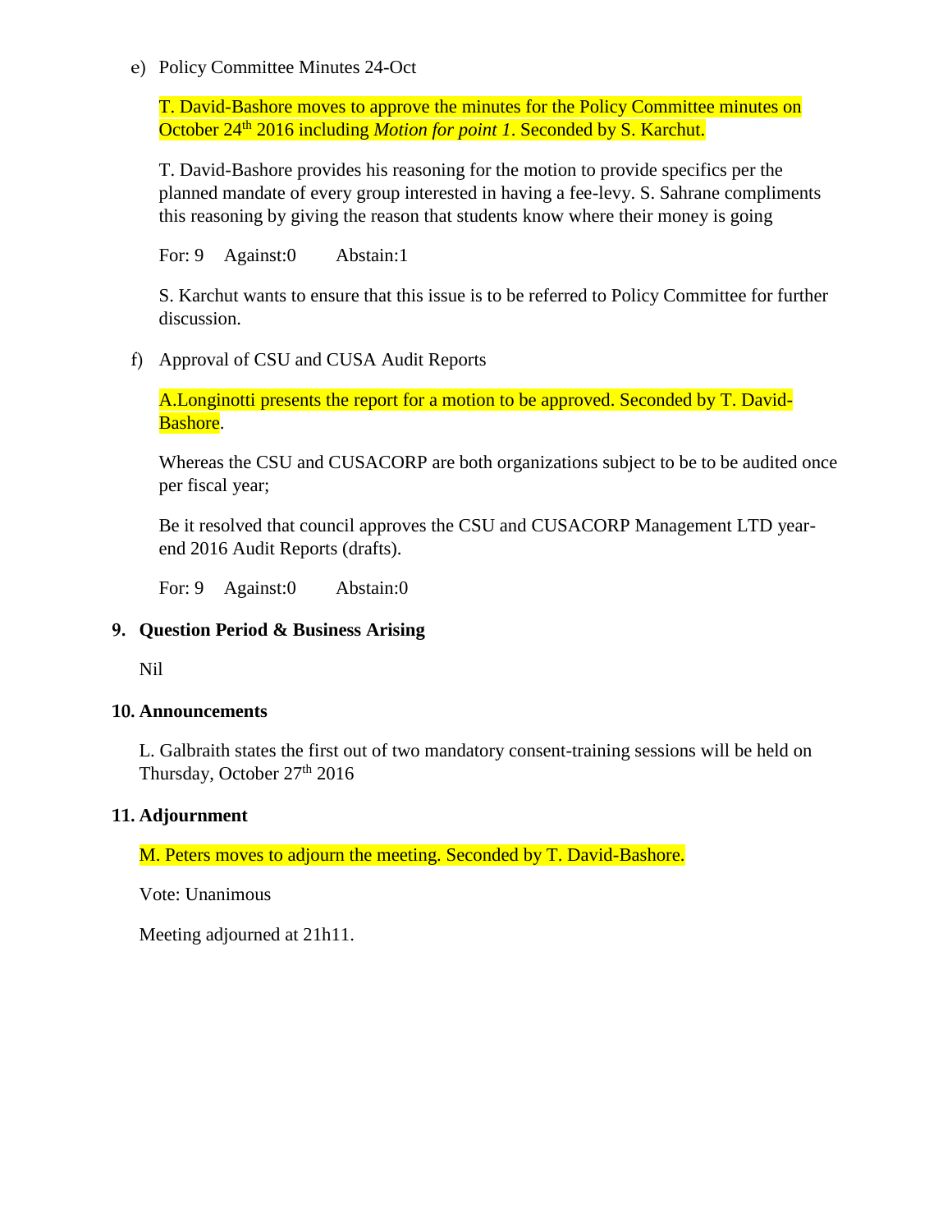e) Policy Committee Minutes 24-Oct

T. David-Bashore moves to approve the minutes for the Policy Committee minutes on October 24th 2016 including *Motion for point 1*. Seconded by S. Karchut.

T. David-Bashore provides his reasoning for the motion to provide specifics per the planned mandate of every group interested in having a fee-levy. S. Sahrane compliments this reasoning by giving the reason that students know where their money is going

For: 9 Against:0 Abstain:1

S. Karchut wants to ensure that this issue is to be referred to Policy Committee for further discussion.

f) Approval of CSU and CUSA Audit Reports

A.Longinotti presents the report for a motion to be approved. Seconded by T. David-Bashore.

Whereas the CSU and CUSACORP are both organizations subject to be to be audited once per fiscal year;

Be it resolved that council approves the CSU and CUSACORP Management LTD year-end 2016 Audit Reports (drafts).

For: 9 Against:0 Abstain:0

**9. Question Period & Business Arising**

Nil

**10. Announcements**

L. Galbraith states the first out of two mandatory consent-training sessions will be held on Thursday, October 27th 2016

**11. Adjournment**

M. Peters moves to adjourn the meeting. Seconded by T. David-Bashore.

Vote: Unanimous

Meeting adjourned at 21h11.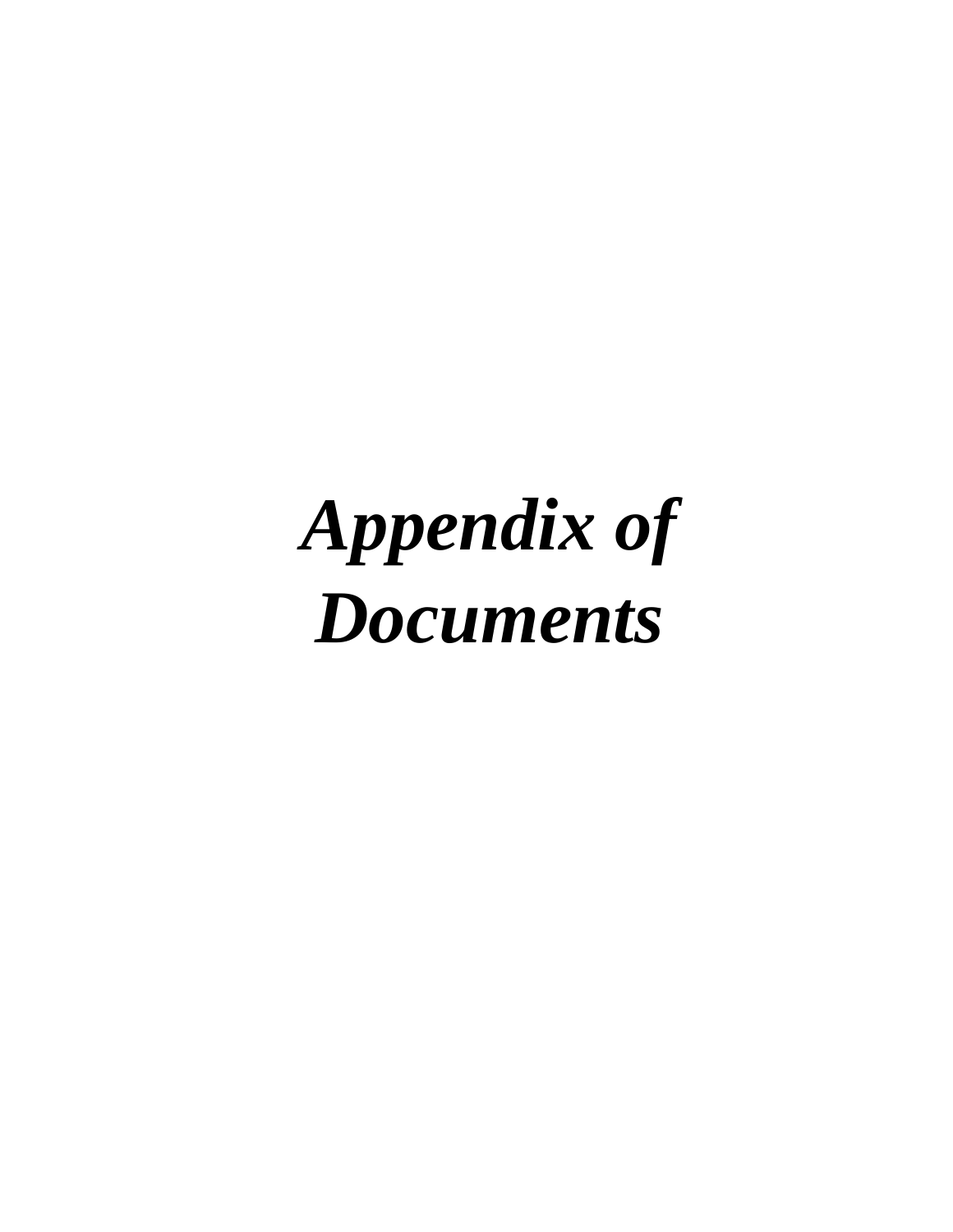# *Appendix of Documents*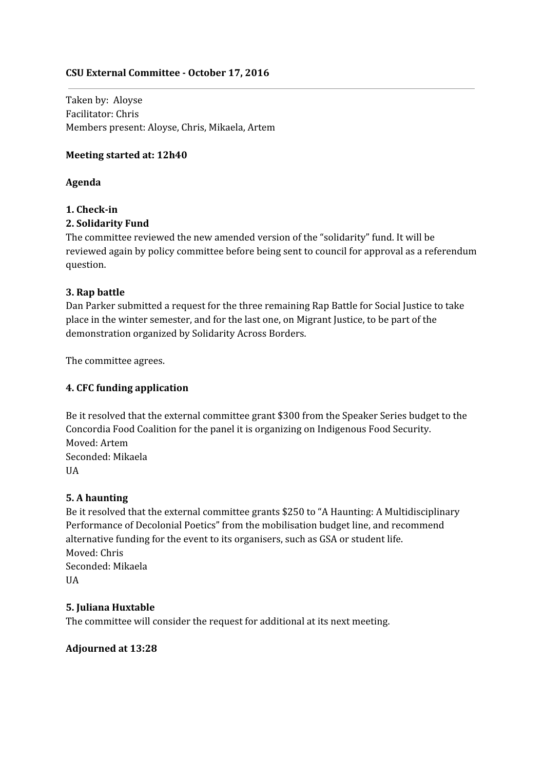**CSU External Committee - October 17, 2016**

---

Taken by: Aloyse
Facilitator: Chris
Members present: Aloyse, Chris, Mikaela, Artem

**Meeting started at: 12h40**

**Agenda**

**1. Check-in**

**2. Solidarity Fund**

The committee reviewed the new amended version of the "solidarity" fund. It will be reviewed again by policy committee before being sent to council for approval as a referendum question.

**3. Rap battle**

Dan Parker submitted a request for the three remaining Rap Battle for Social Justice to take place in the winter semester, and for the last one, on Migrant Justice, to be part of the demonstration organized by Solidarity Across Borders.

The committee agrees.

**4. CFC funding application**

Be it resolved that the external committee grant $300 from the Speaker Series budget to the Concordia Food Coalition for the panel it is organizing on Indigenous Food Security.
Moved: Artem
Seconded: Mikaela
UA

**5. A haunting**

Be it resolved that the external committee grants $250 to "A Haunting: A Multidisciplinary Performance of Decolonial Poetics" from the mobilisation budget line, and recommend alternative funding for the event to its organisers, such as GSA or student life.
Moved: Chris
Seconded: Mikaela
UA

**5. Juliana Huxtable**

The committee will consider the request for additional at its next meeting.

**Adjourned at 13:28**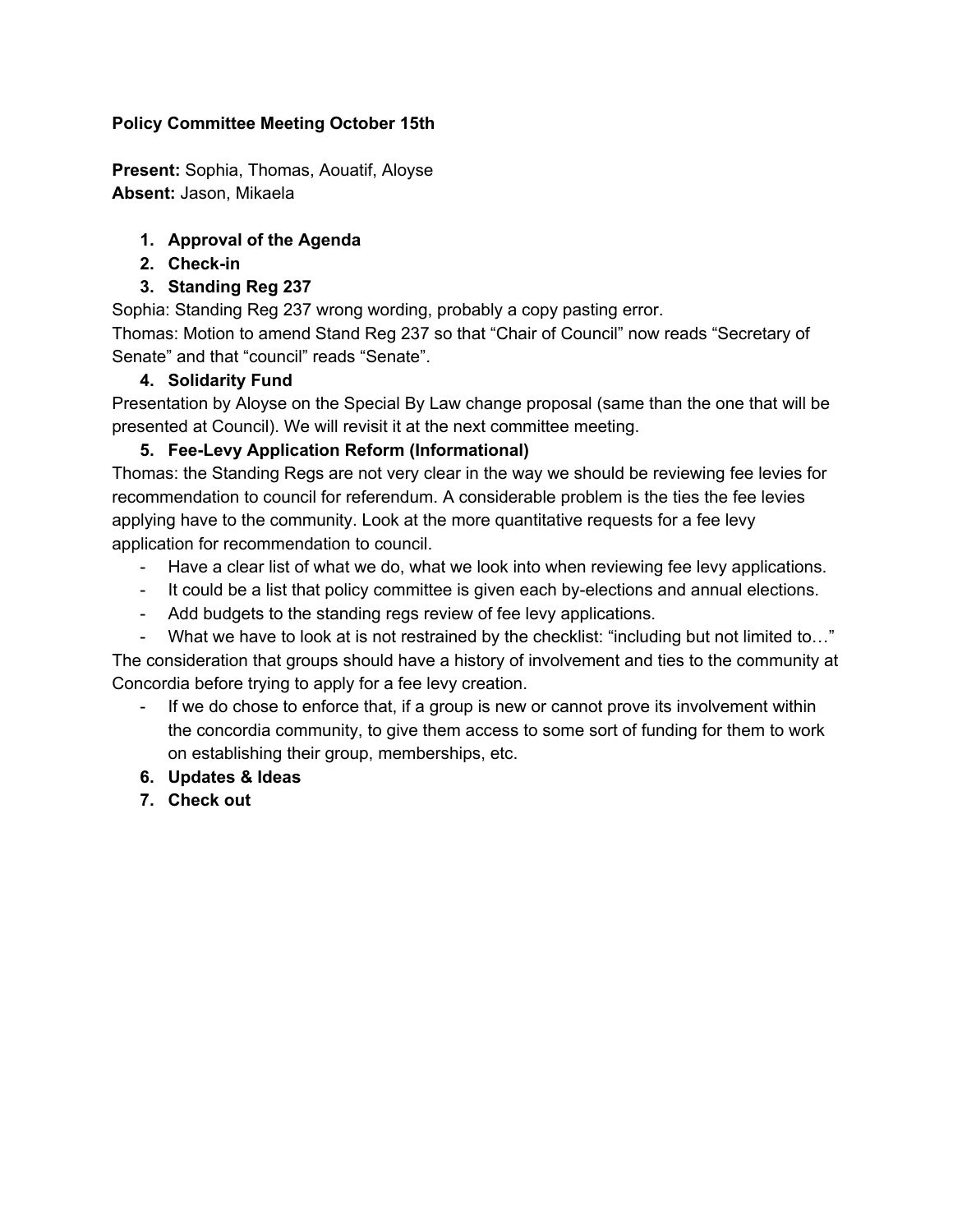**Policy Committee Meeting October 15th**

**Present:** Sophia, Thomas, Aouatif, Aloyse
**Absent:** Jason, Mikaela

1. **Approval of the Agenda**
2. **Check-in**
3. **Standing Reg 237**

Sophia: Standing Reg 237 wrong wording, probably a copy pasting error.
Thomas: Motion to amend Stand Reg 237 so that "Chair of Council" now reads "Secretary of Senate" and that "council" reads "Senate".

4. **Solidarity Fund**

Presentation by Aloyse on the Special By Law change proposal (same than the one that will be presented at Council). We will revisit it at the next committee meeting.

5. **Fee-Levy Application Reform (Informational)**

Thomas: the Standing Regs are not very clear in the way we should be reviewing fee levies for recommendation to council for referendum. A considerable problem is the ties the fee levies applying have to the community. Look at the more quantitative requests for a fee levy application for recommendation to council.

- Have a clear list of what we do, what we look into when reviewing fee levy applications.
- It could be a list that policy committee is given each by-elections and annual elections.
- Add budgets to the standing regs review of fee levy applications.
- What we have to look at is not restrained by the checklist: "including but not limited to…"

The consideration that groups should have a history of involvement and ties to the community at Concordia before trying to apply for a fee levy creation.

- If we do chose to enforce that, if a group is new or cannot prove its involvement within the concordia community, to give them access to some sort of funding for them to work on establishing their group, memberships, etc.

6. **Updates & Ideas**
7. **Check out**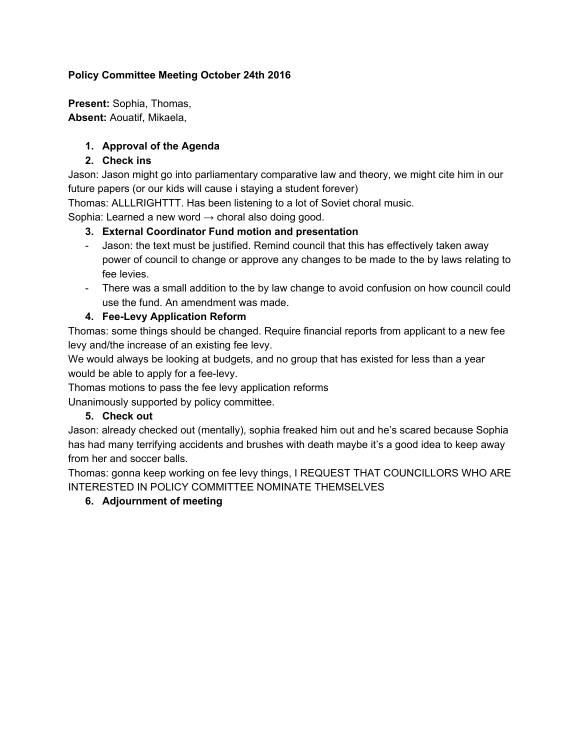**Policy Committee Meeting October 24th 2016**

**Present:** Sophia, Thomas,
**Absent:** Aouatif, Mikaela,

1. **Approval of the Agenda**
2. **Check ins**

Jason: Jason might go into parliamentary comparative law and theory, we might cite him in our future papers (or our kids will cause i staying a student forever)
Thomas: ALLLRIGHTTT. Has been listening to a lot of Soviet choral music.
Sophia: Learned a new word → choral also doing good.

3. **External Coordinator Fund motion and presentation**

- Jason: the text must be justified. Remind council that this has effectively taken away power of council to change or approve any changes to be made to the by laws relating to fee levies.
- There was a small addition to the by law change to avoid confusion on how council could use the fund. An amendment was made.

4. **Fee-Levy Application Reform**

Thomas: some things should be changed. Require financial reports from applicant to a new fee levy and/the increase of an existing fee levy.
We would always be looking at budgets, and no group that has existed for less than a year would be able to apply for a fee-levy.
Thomas motions to pass the fee levy application reforms
Unanimously supported by policy committee.

5. **Check out**

Jason: already checked out (mentally), sophia freaked him out and he's scared because Sophia has had many terrifying accidents and brushes with death maybe it's a good idea to keep away from her and soccer balls.
Thomas: gonna keep working on fee levy things, I REQUEST THAT COUNCILLORS WHO ARE INTERESTED IN POLICY COMMITTEE NOMINATE THEMSELVES

6. **Adjournment of meeting**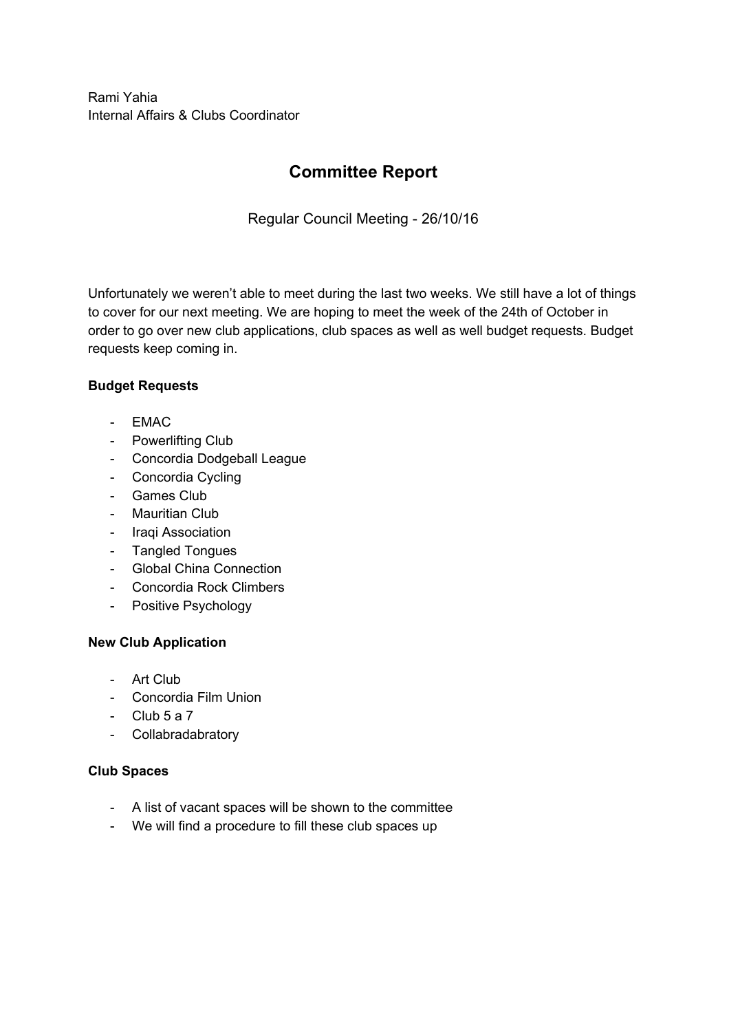Rami Yahia
Internal Affairs & Clubs Coordinator

# Committee Report

Regular Council Meeting - 26/10/16

Unfortunately we weren't able to meet during the last two weeks. We still have a lot of things to cover for our next meeting. We are hoping to meet the week of the 24th of October in order to go over new club applications, club spaces as well as well budget requests. Budget requests keep coming in.

**Budget Requests**

- EMAC
- Powerlifting Club
- Concordia Dodgeball League
- Concordia Cycling
- Games Club
- Mauritian Club
- Iraqi Association
- Tangled Tongues
- Global China Connection
- Concordia Rock Climbers
- Positive Psychology

**New Club Application**

- Art Club
- Concordia Film Union
- Club 5 a 7
- Collabradabratory

**Club Spaces**

- A list of vacant spaces will be shown to the committee
- We will find a procedure to fill these club spaces up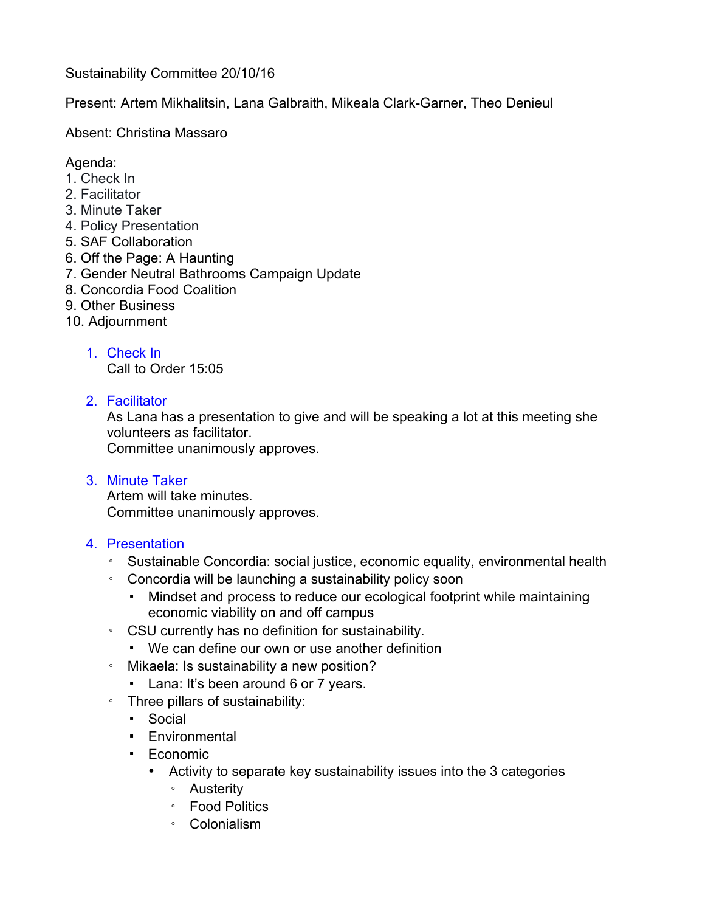Sustainability Committee 20/10/16

Present: Artem Mikhalitsin, Lana Galbraith, Mikeala Clark-Garner, Theo Denieul

Absent: Christina Massaro

Agenda:
1. Check In
2. Facilitator
3. Minute Taker
4. Policy Presentation
5. SAF Collaboration
6. Off the Page: A Haunting
7. Gender Neutral Bathrooms Campaign Update
8. Concordia Food Coalition
9. Other Business
10. Adjournment

1. Check In

   Call to Order 15:05

2. Facilitator

   As Lana has a presentation to give and will be speaking a lot at this meeting she volunteers as facilitator.
   Committee unanimously approves.

3. Minute Taker

   Artem will take minutes.
   Committee unanimously approves.

4. Presentation
   - Sustainable Concordia: social justice, economic equality, environmental health
   - Concordia will be launching a sustainability policy soon
     - Mindset and process to reduce our ecological footprint while maintaining economic viability on and off campus
   - CSU currently has no definition for sustainability.
     - We can define our own or use another definition
   - Mikaela: Is sustainability a new position?
     - Lana: It's been around 6 or 7 years.
   - Three pillars of sustainability:
     - Social
     - Environmental
     - Economic
       - Activity to separate key sustainability issues into the 3 categories
         - Austerity
         - Food Politics
         - Colonialism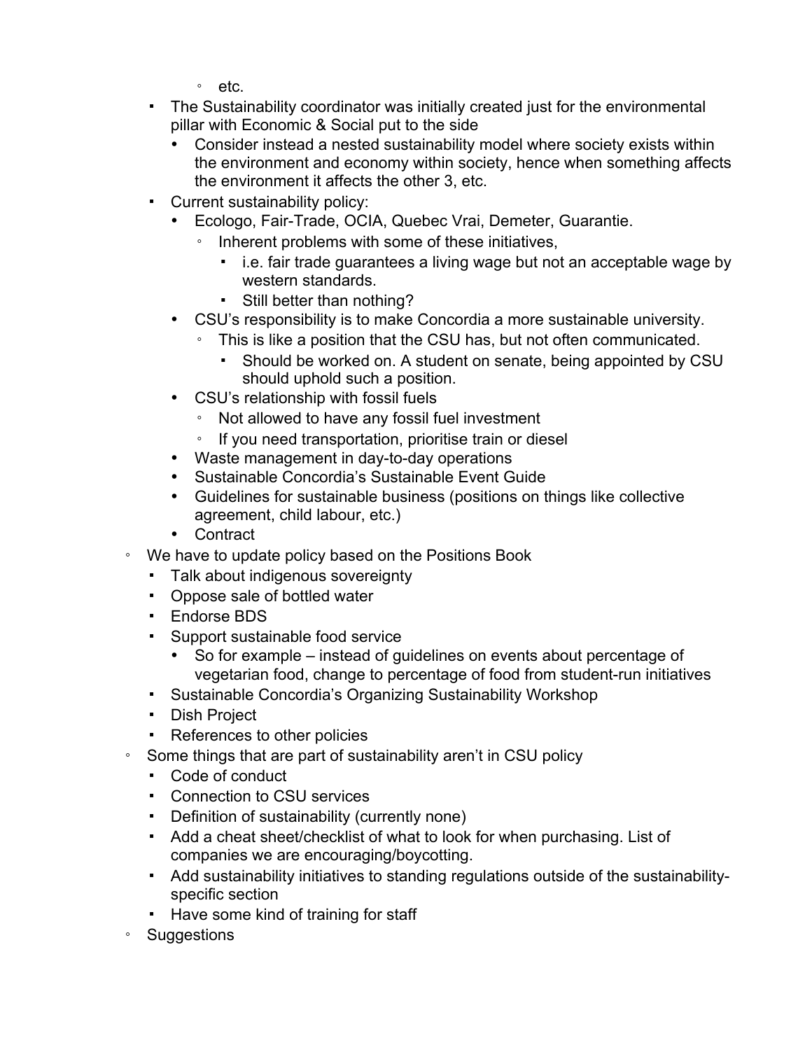- etc.
    - The Sustainability coordinator was initially created just for the environmental pillar with Economic & Social put to the side
      - Consider instead a nested sustainability model where society exists within the environment and economy within society, hence when something affects the environment it affects the other 3, etc.
    - Current sustainability policy:
      - Ecologo, Fair-Trade, OCIA, Quebec Vrai, Demeter, Guarantie.
        - Inherent problems with some of these initiatives,
          - i.e. fair trade guarantees a living wage but not an acceptable wage by western standards.
          - Still better than nothing?
      - CSU's responsibility is to make Concordia a more sustainable university.
        - This is like a position that the CSU has, but not often communicated.
          - Should be worked on. A student on senate, being appointed by CSU should uphold such a position.
      - CSU's relationship with fossil fuels
        - Not allowed to have any fossil fuel investment
        - If you need transportation, prioritise train or diesel
      - Waste management in day-to-day operations
      - Sustainable Concordia's Sustainable Event Guide
      - Guidelines for sustainable business (positions on things like collective agreement, child labour, etc.)
      - Contract
  - We have to update policy based on the Positions Book
    - Talk about indigenous sovereignty
    - Oppose sale of bottled water
    - Endorse BDS
    - Support sustainable food service
      - So for example – instead of guidelines on events about percentage of vegetarian food, change to percentage of food from student-run initiatives
    - Sustainable Concordia's Organizing Sustainability Workshop
    - Dish Project
    - References to other policies
  - Some things that are part of sustainability aren't in CSU policy
    - Code of conduct
    - Connection to CSU services
    - Definition of sustainability (currently none)
    - Add a cheat sheet/checklist of what to look for when purchasing. List of companies we are encouraging/boycotting.
    - Add sustainability initiatives to standing regulations outside of the sustainability-specific section
    - Have some kind of training for staff
  - Suggestions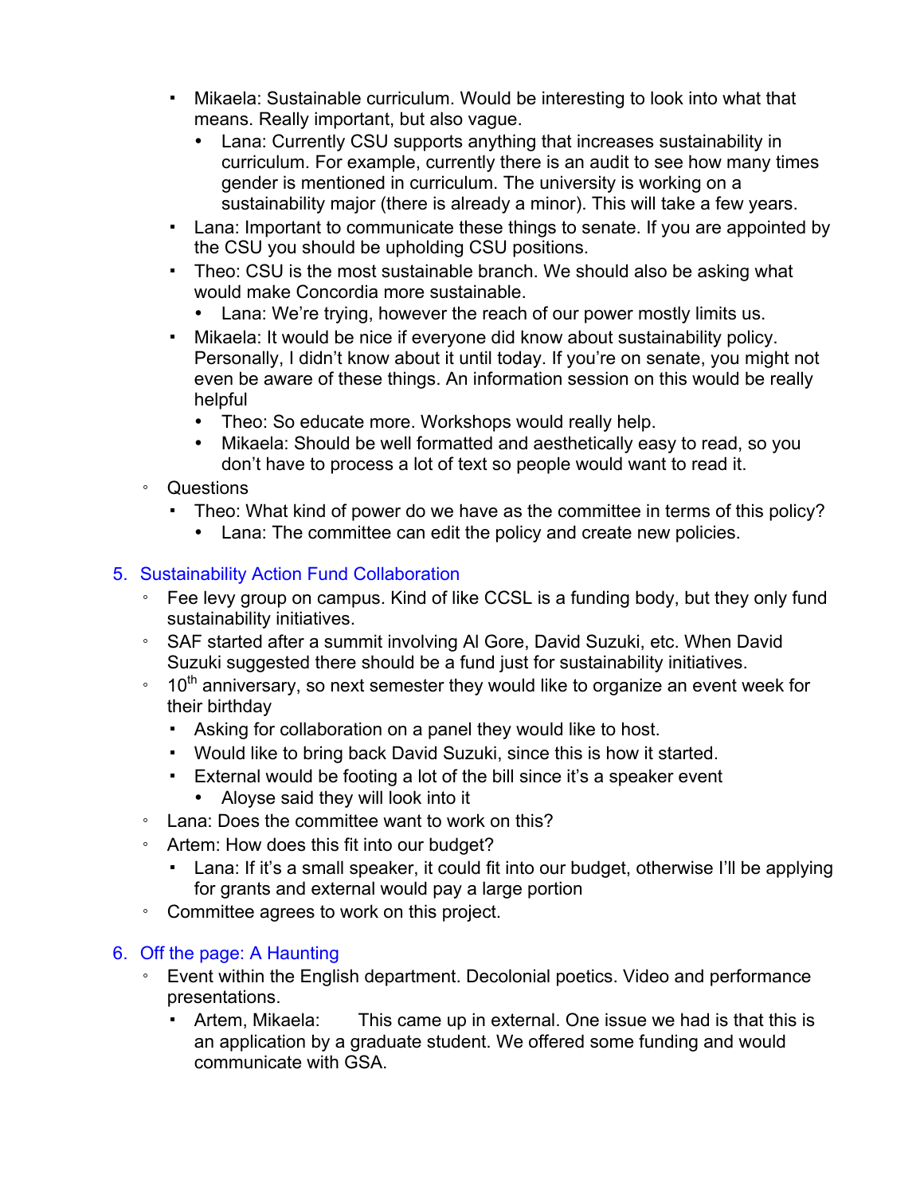- Mikaela: Sustainable curriculum. Would be interesting to look into what that means. Really important, but also vague.
  - Lana: Currently CSU supports anything that increases sustainability in curriculum. For example, currently there is an audit to see how many times gender is mentioned in curriculum. The university is working on a sustainability major (there is already a minor). This will take a few years.
- Lana: Important to communicate these things to senate. If you are appointed by the CSU you should be upholding CSU positions.
- Theo: CSU is the most sustainable branch. We should also be asking what would make Concordia more sustainable.
  - Lana: We're trying, however the reach of our power mostly limits us.
- Mikaela: It would be nice if everyone did know about sustainability policy. Personally, I didn't know about it until today. If you're on senate, you might not even be aware of these things. An information session on this would be really helpful
  - Theo: So educate more. Workshops would really help.
  - Mikaela: Should be well formatted and aesthetically easy to read, so you don't have to process a lot of text so people would want to read it.
- Questions
  - Theo: What kind of power do we have as the committee in terms of this policy?
    - Lana: The committee can edit the policy and create new policies.

5. Sustainability Action Fund Collaboration
   - Fee levy group on campus. Kind of like CCSL is a funding body, but they only fund sustainability initiatives.
   - SAF started after a summit involving Al Gore, David Suzuki, etc. When David Suzuki suggested there should be a fund just for sustainability initiatives.
   - 10th anniversary, so next semester they would like to organize an event week for their birthday
     - Asking for collaboration on a panel they would like to host.
     - Would like to bring back David Suzuki, since this is how it started.
     - External would be footing a lot of the bill since it's a speaker event
       - Aloyse said they will look into it
   - Lana: Does the committee want to work on this?
   - Artem: How does this fit into our budget?
     - Lana: If it's a small speaker, it could fit into our budget, otherwise I'll be applying for grants and external would pay a large portion
   - Committee agrees to work on this project.

6. Off the page: A Haunting
   - Event within the English department. Decolonial poetics. Video and performance presentations.
     - Artem, Mikaela: This came up in external. One issue we had is that this is an application by a graduate student. We offered some funding and would communicate with GSA.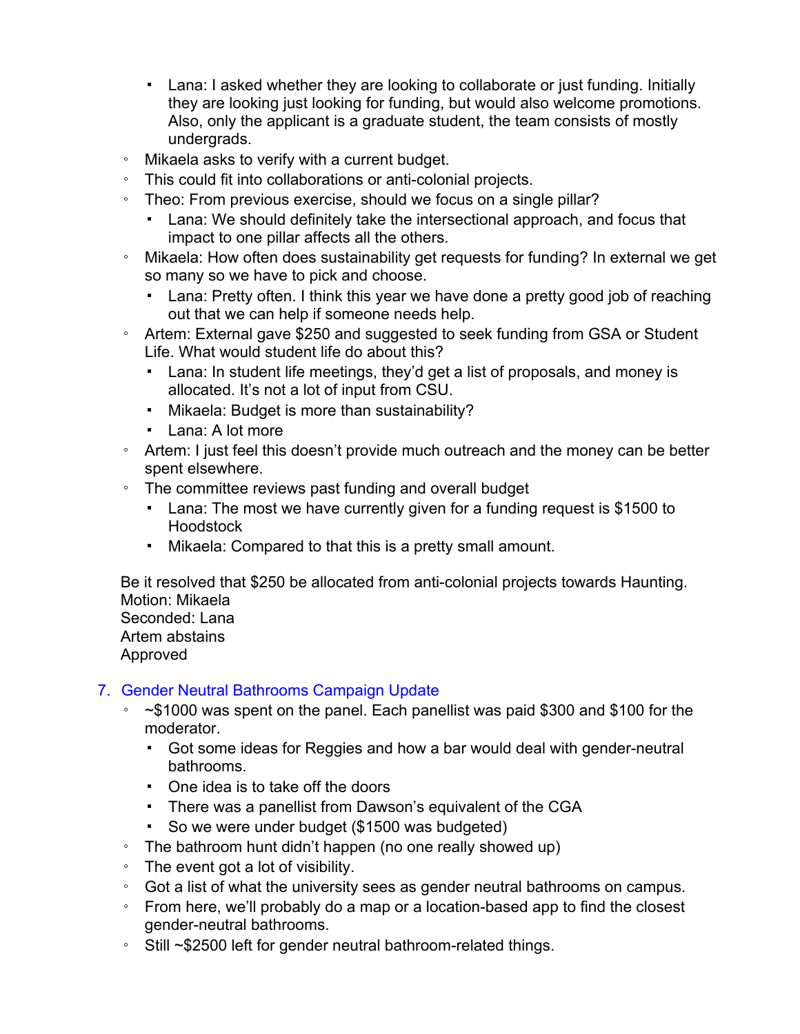- Lana: I asked whether they are looking to collaborate or just funding. Initially they are looking just looking for funding, but would also welcome promotions. Also, only the applicant is a graduate student, the team consists of mostly undergrads.
    - Mikaela asks to verify with a current budget.
    - This could fit into collaborations or anti-colonial projects.
    - Theo: From previous exercise, should we focus on a single pillar?
        - Lana: We should definitely take the intersectional approach, and focus that impact to one pillar affects all the others.
    - Mikaela: How often does sustainability get requests for funding? In external we get so many so we have to pick and choose.
        - Lana: Pretty often. I think this year we have done a pretty good job of reaching out that we can help if someone needs help.
    - Artem: External gave $250 and suggested to seek funding from GSA or Student Life. What would student life do about this?
        - Lana: In student life meetings, they'd get a list of proposals, and money is allocated. It's not a lot of input from CSU.
        - Mikaela: Budget is more than sustainability?
        - Lana: A lot more
    - Artem: I just feel this doesn't provide much outreach and the money can be better spent elsewhere.
    - The committee reviews past funding and overall budget
        - Lana: The most we have currently given for a funding request is $1500 to Hoodstock
        - Mikaela: Compared to that this is a pretty small amount.

Be it resolved that $250 be allocated from anti-colonial projects towards Haunting.
Motion: Mikaela
Seconded: Lana
Artem abstains
Approved

7. Gender Neutral Bathrooms Campaign Update
    - ~$1000 was spent on the panel. Each panellist was paid $300 and $100 for the moderator.
        - Got some ideas for Reggies and how a bar would deal with gender-neutral bathrooms.
        - One idea is to take off the doors
        - There was a panellist from Dawson's equivalent of the CGA
        - So we were under budget ($1500 was budgeted)
    - The bathroom hunt didn't happen (no one really showed up)
    - The event got a lot of visibility.
    - Got a list of what the university sees as gender neutral bathrooms on campus.
    - From here, we'll probably do a map or a location-based app to find the closest gender-neutral bathrooms.
    - Still ~$2500 left for gender neutral bathroom-related things.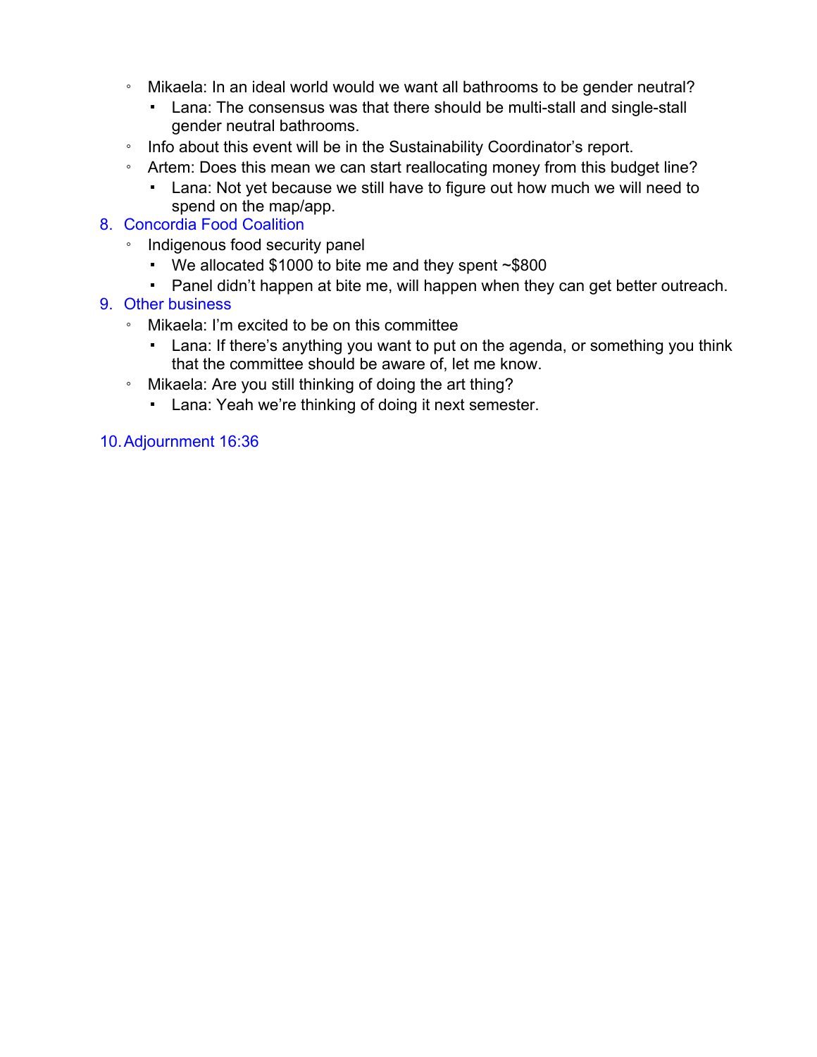- Mikaela: In an ideal world would we want all bathrooms to be gender neutral?
  - Lana: The consensus was that there should be multi-stall and single-stall gender neutral bathrooms.
- Info about this event will be in the Sustainability Coordinator's report.
- Artem: Does this mean we can start reallocating money from this budget line?
  - Lana: Not yet because we still have to figure out how much we will need to spend on the map/app.

8. Concordia Food Coalition
   - Indigenous food security panel
     - We allocated $1000 to bite me and they spent ~$800
     - Panel didn't happen at bite me, will happen when they can get better outreach.

9. Other business
   - Mikaela: I'm excited to be on this committee
     - Lana: If there's anything you want to put on the agenda, or something you think that the committee should be aware of, let me know.
   - Mikaela: Are you still thinking of doing the art thing?
     - Lana: Yeah we're thinking of doing it next semester.

10. Adjournment 16:36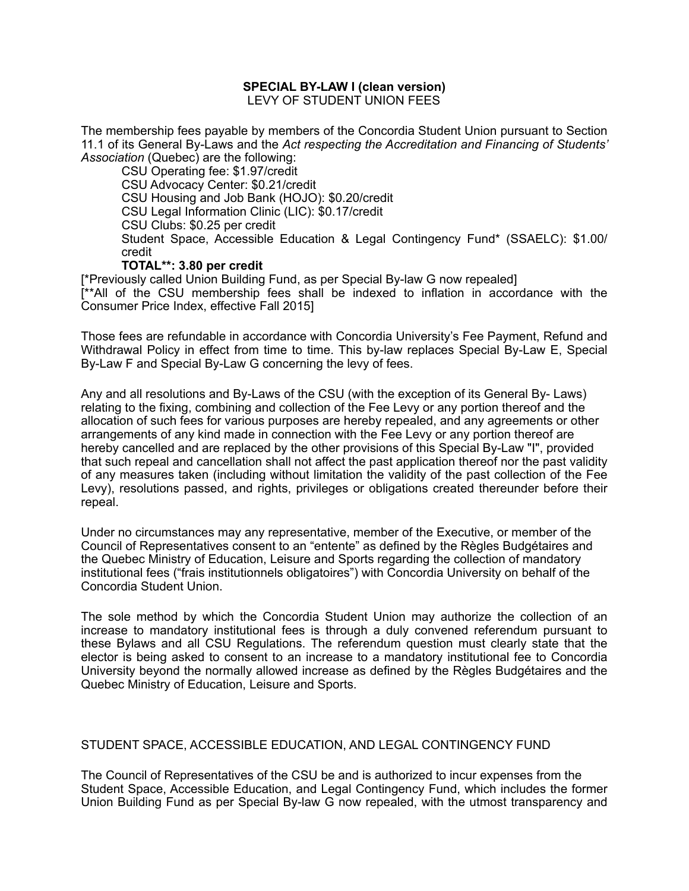**SPECIAL BY-LAW I (clean version)**
LEVY OF STUDENT UNION FEES

The membership fees payable by members of the Concordia Student Union pursuant to Section 11.1 of its General By-Laws and the *Act respecting the Accreditation and Financing of Students' Association* (Quebec) are the following:

CSU Operating fee: $1.97/credit
CSU Advocacy Center: $0.21/credit
CSU Housing and Job Bank (HOJO): $0.20/credit
CSU Legal Information Clinic (LIC): $0.17/credit
CSU Clubs: $0.25 per credit
Student Space, Accessible Education & Legal Contingency Fund* (SSAELC): $1.00/credit
**TOTAL**: 3.80 per credit**

[*Previously called Union Building Fund, as per Special By-law G now repealed]
[**All of the CSU membership fees shall be indexed to inflation in accordance with the Consumer Price Index, effective Fall 2015]

Those fees are refundable in accordance with Concordia University's Fee Payment, Refund and Withdrawal Policy in effect from time to time. This by-law replaces Special By-Law E, Special By-Law F and Special By-Law G concerning the levy of fees.

Any and all resolutions and By-Laws of the CSU (with the exception of its General By- Laws) relating to the fixing, combining and collection of the Fee Levy or any portion thereof and the allocation of such fees for various purposes are hereby repealed, and any agreements or other arrangements of any kind made in connection with the Fee Levy or any portion thereof are hereby cancelled and are replaced by the other provisions of this Special By-Law "I", provided that such repeal and cancellation shall not affect the past application thereof nor the past validity of any measures taken (including without limitation the validity of the past collection of the Fee Levy), resolutions passed, and rights, privileges or obligations created thereunder before their repeal.

Under no circumstances may any representative, member of the Executive, or member of the Council of Representatives consent to an "entente" as defined by the Règles Budgétaires and the Quebec Ministry of Education, Leisure and Sports regarding the collection of mandatory institutional fees ("frais institutionnels obligatoires") with Concordia University on behalf of the Concordia Student Union.

The sole method by which the Concordia Student Union may authorize the collection of an increase to mandatory institutional fees is through a duly convened referendum pursuant to these Bylaws and all CSU Regulations. The referendum question must clearly state that the elector is being asked to consent to an increase to a mandatory institutional fee to Concordia University beyond the normally allowed increase as defined by the Règles Budgétaires and the Quebec Ministry of Education, Leisure and Sports.

STUDENT SPACE, ACCESSIBLE EDUCATION, AND LEGAL CONTINGENCY FUND

The Council of Representatives of the CSU be and is authorized to incur expenses from the Student Space, Accessible Education, and Legal Contingency Fund, which includes the former Union Building Fund as per Special By-law G now repealed, with the utmost transparency and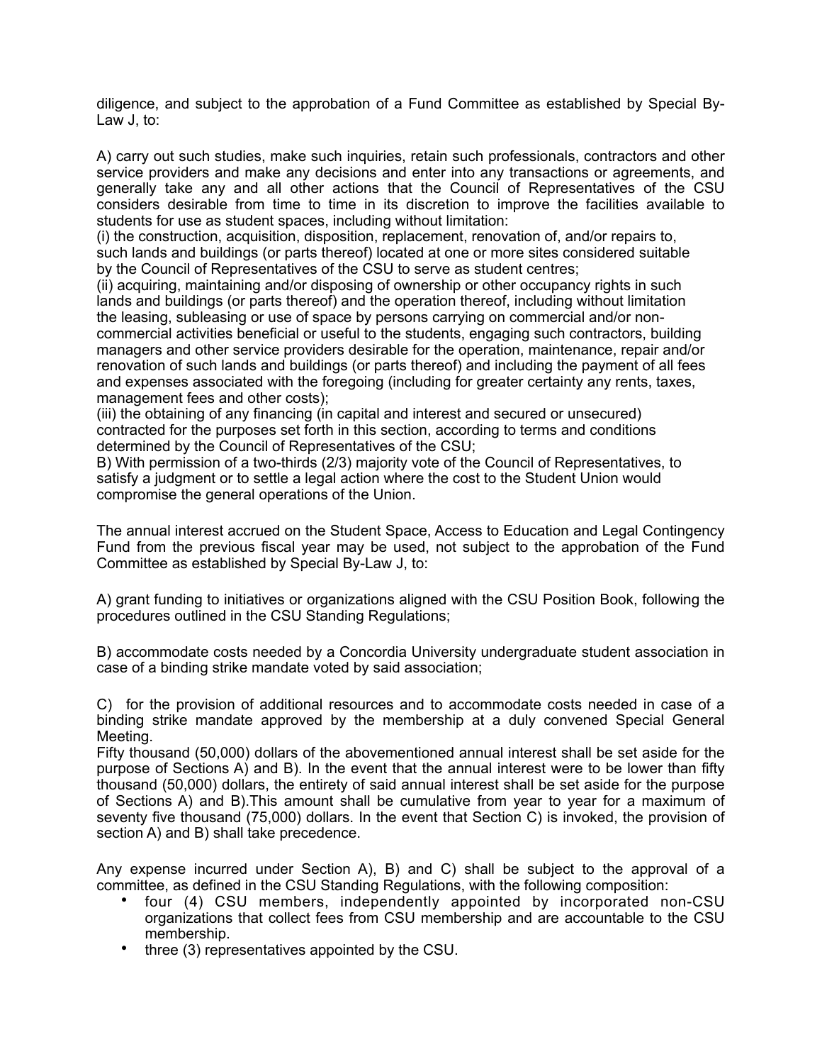diligence, and subject to the approbation of a Fund Committee as established by Special By-Law J, to:

A) carry out such studies, make such inquiries, retain such professionals, contractors and other service providers and make any decisions and enter into any transactions or agreements, and generally take any and all other actions that the Council of Representatives of the CSU considers desirable from time to time in its discretion to improve the facilities available to students for use as student spaces, including without limitation:
(i) the construction, acquisition, disposition, replacement, renovation of, and/or repairs to, such lands and buildings (or parts thereof) located at one or more sites considered suitable by the Council of Representatives of the CSU to serve as student centres;
(ii) acquiring, maintaining and/or disposing of ownership or other occupancy rights in such lands and buildings (or parts thereof) and the operation thereof, including without limitation the leasing, subleasing or use of space by persons carrying on commercial and/or non-commercial activities beneficial or useful to the students, engaging such contractors, building managers and other service providers desirable for the operation, maintenance, repair and/or renovation of such lands and buildings (or parts thereof) and including the payment of all fees and expenses associated with the foregoing (including for greater certainty any rents, taxes, management fees and other costs);
(iii) the obtaining of any financing (in capital and interest and secured or unsecured) contracted for the purposes set forth in this section, according to terms and conditions determined by the Council of Representatives of the CSU;
B) With permission of a two-thirds (2/3) majority vote of the Council of Representatives, to satisfy a judgment or to settle a legal action where the cost to the Student Union would compromise the general operations of the Union.

The annual interest accrued on the Student Space, Access to Education and Legal Contingency Fund from the previous fiscal year may be used, not subject to the approbation of the Fund Committee as established by Special By-Law J, to:

A) grant funding to initiatives or organizations aligned with the CSU Position Book, following the procedures outlined in the CSU Standing Regulations;

B) accommodate costs needed by a Concordia University undergraduate student association in case of a binding strike mandate voted by said association;

C) for the provision of additional resources and to accommodate costs needed in case of a binding strike mandate approved by the membership at a duly convened Special General Meeting.
Fifty thousand (50,000) dollars of the abovementioned annual interest shall be set aside for the purpose of Sections A) and B). In the event that the annual interest were to be lower than fifty thousand (50,000) dollars, the entirety of said annual interest shall be set aside for the purpose of Sections A) and B).This amount shall be cumulative from year to year for a maximum of seventy five thousand (75,000) dollars. In the event that Section C) is invoked, the provision of section A) and B) shall take precedence.

Any expense incurred under Section A), B) and C) shall be subject to the approval of a committee, as defined in the CSU Standing Regulations, with the following composition:

- four (4) CSU members, independently appointed by incorporated non-CSU organizations that collect fees from CSU membership and are accountable to the CSU membership.
- three (3) representatives appointed by the CSU.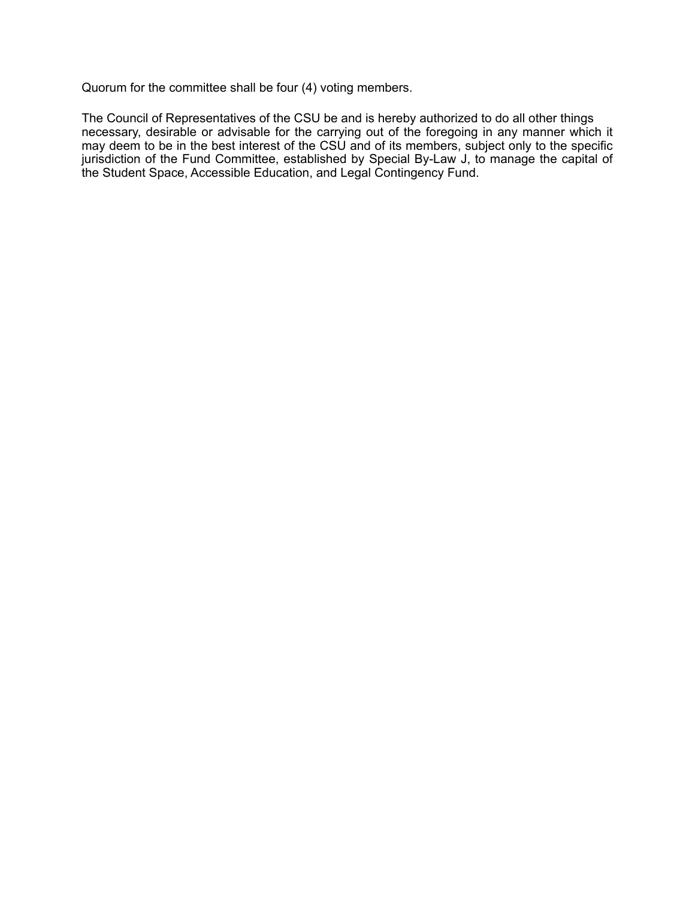Quorum for the committee shall be four (4) voting members.

The Council of Representatives of the CSU be and is hereby authorized to do all other things necessary, desirable or advisable for the carrying out of the foregoing in any manner which it may deem to be in the best interest of the CSU and of its members, subject only to the specific jurisdiction of the Fund Committee, established by Special By-Law J, to manage the capital of the Student Space, Accessible Education, and Legal Contingency Fund.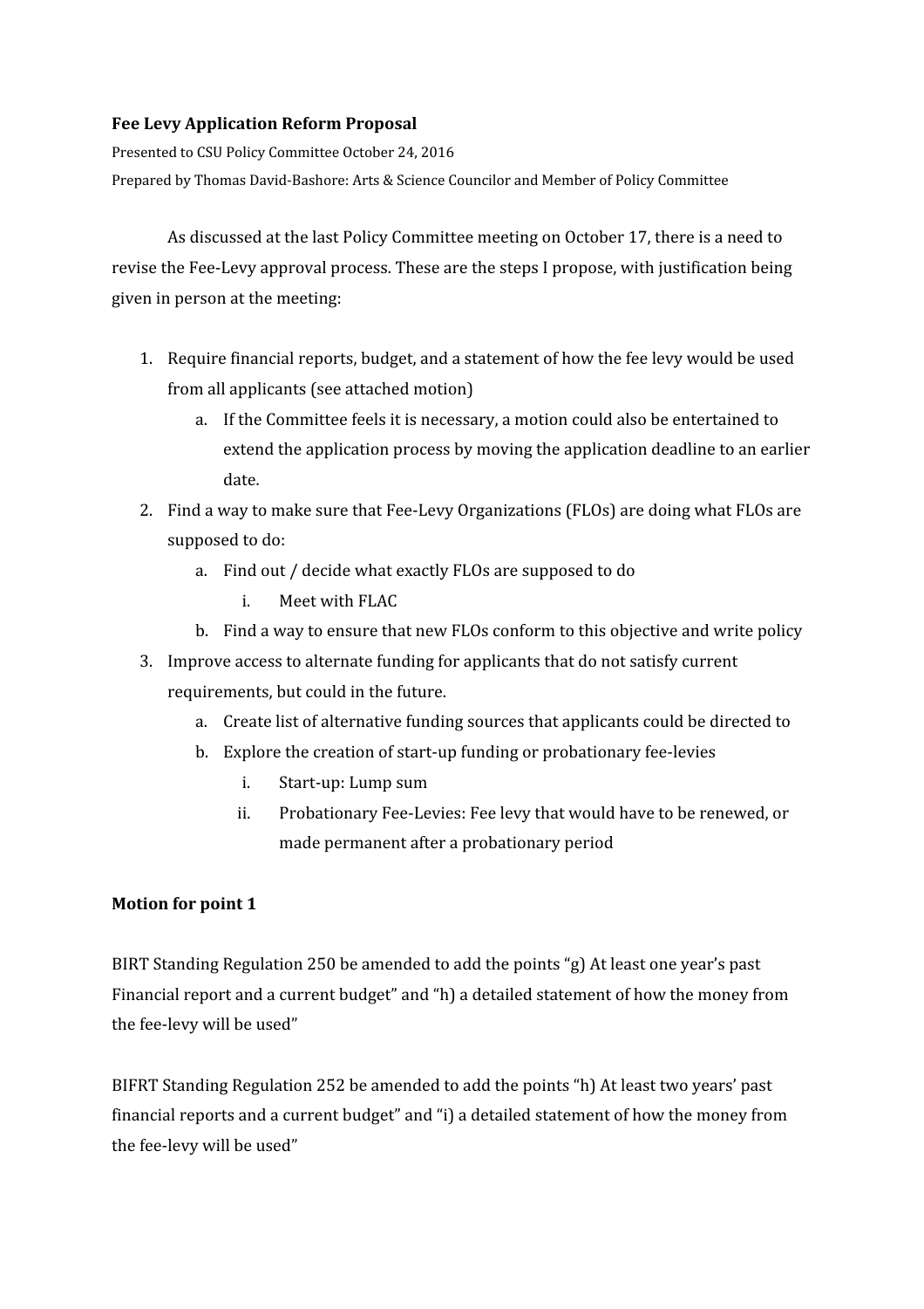**Fee Levy Application Reform Proposal**

Presented to CSU Policy Committee October 24, 2016

Prepared by Thomas David-Bashore: Arts & Science Councilor and Member of Policy Committee

As discussed at the last Policy Committee meeting on October 17, there is a need to revise the Fee-Levy approval process. These are the steps I propose, with justification being given in person at the meeting:

1. Require financial reports, budget, and a statement of how the fee levy would be used from all applicants (see attached motion)
    a. If the Committee feels it is necessary, a motion could also be entertained to extend the application process by moving the application deadline to an earlier date.
2. Find a way to make sure that Fee-Levy Organizations (FLOs) are doing what FLOs are supposed to do:
    a. Find out / decide what exactly FLOs are supposed to do
        i. Meet with FLAC
    b. Find a way to ensure that new FLOs conform to this objective and write policy
3. Improve access to alternate funding for applicants that do not satisfy current requirements, but could in the future.
    a. Create list of alternative funding sources that applicants could be directed to
    b. Explore the creation of start-up funding or probationary fee-levies
        i. Start-up: Lump sum
        ii. Probationary Fee-Levies: Fee levy that would have to be renewed, or made permanent after a probationary period

**Motion for point 1**

BIRT Standing Regulation 250 be amended to add the points "g) At least one year's past Financial report and a current budget" and "h) a detailed statement of how the money from the fee-levy will be used"

BIFRT Standing Regulation 252 be amended to add the points "h) At least two years' past financial reports and a current budget" and "i) a detailed statement of how the money from the fee-levy will be used"